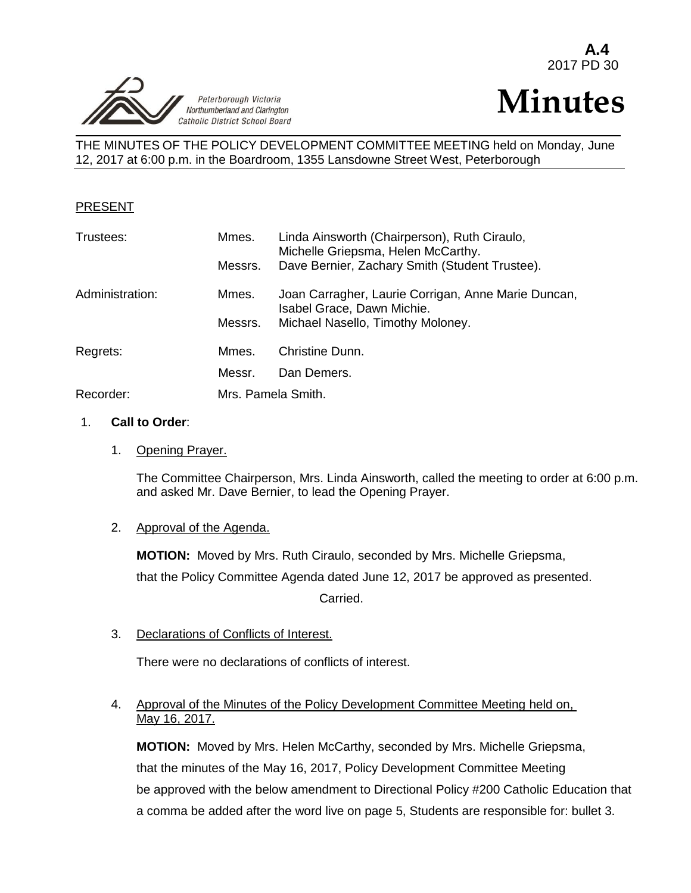**A.4**
2017 PD 30

Peterborough Victoria Northumberland and Clarington Catholic District School Board

# Minutes

THE MINUTES OF THE POLICY DEVELOPMENT COMMITTEE MEETING held on Monday, June 12, 2017 at 6:00 p.m. in the Boardroom, 1355 Lansdowne Street West, Peterborough

PRESENT

| | | |
|---|---|---|
| Trustees: | Mmes. | Linda Ainsworth (Chairperson), Ruth Ciraulo, Michelle Griepsma, Helen McCarthy. |
| | Messrs. | Dave Bernier, Zachary Smith (Student Trustee). |
| Administration: | Mmes. | Joan Carragher, Laurie Corrigan, Anne Marie Duncan, Isabel Grace, Dawn Michie. |
| | Messrs. | Michael Nasello, Timothy Moloney. |
| Regrets: | Mmes. | Christine Dunn. |
| | Messr. | Dan Demers. |
| Recorder: | Mrs. Pamela Smith. | |

1. **Call to Order**:

   1. Opening Prayer.

      The Committee Chairperson, Mrs. Linda Ainsworth, called the meeting to order at 6:00 p.m. and asked Mr. Dave Bernier, to lead the Opening Prayer.

   2. Approval of the Agenda.

      **MOTION:** Moved by Mrs. Ruth Ciraulo, seconded by Mrs. Michelle Griepsma, that the Policy Committee Agenda dated June 12, 2017 be approved as presented.

      Carried.

   3. Declarations of Conflicts of Interest.

      There were no declarations of conflicts of interest.

   4. Approval of the Minutes of the Policy Development Committee Meeting held on, May 16, 2017.

      **MOTION:** Moved by Mrs. Helen McCarthy, seconded by Mrs. Michelle Griepsma, that the minutes of the May 16, 2017, Policy Development Committee Meeting be approved with the below amendment to Directional Policy #200 Catholic Education that a comma be added after the word live on page 5, Students are responsible for: bullet 3.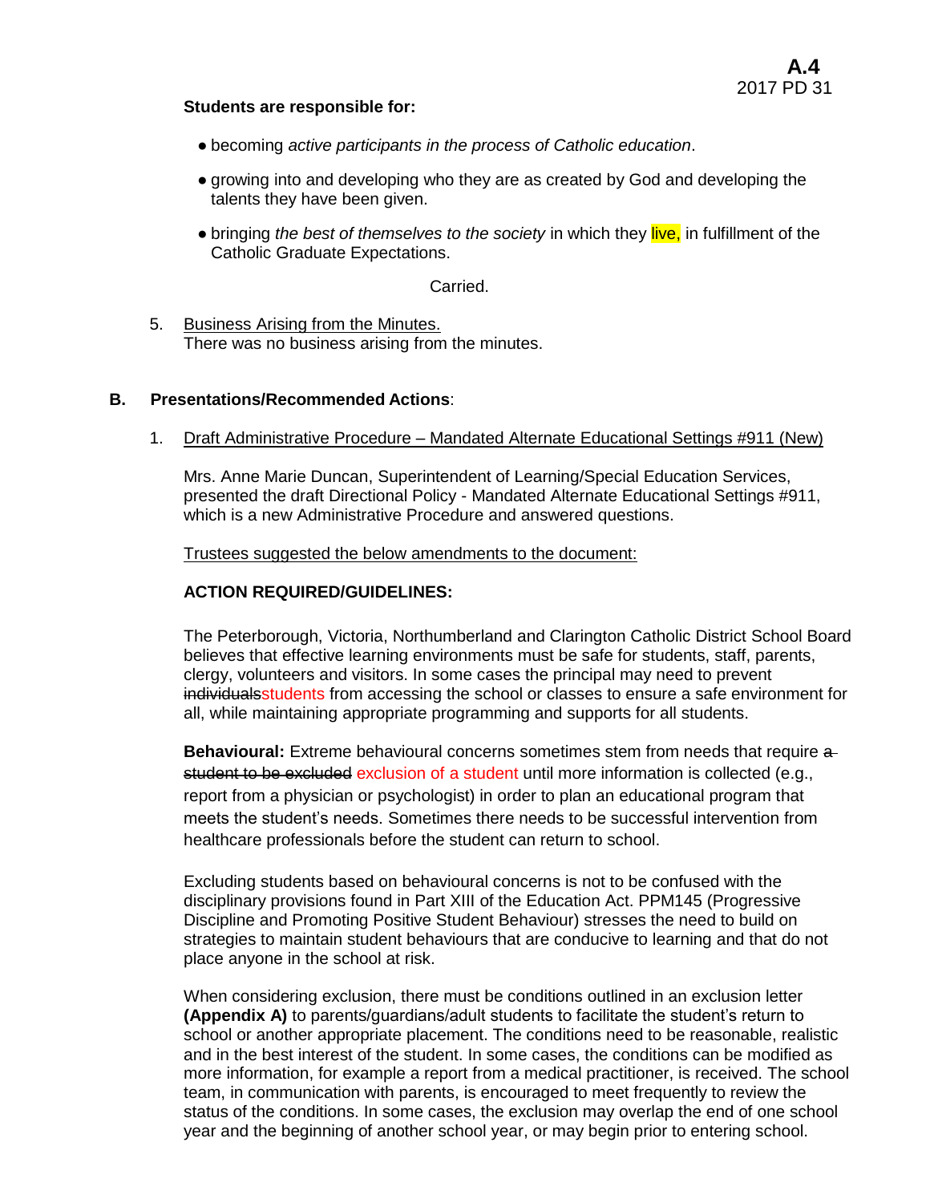**Students are responsible for:**

- becoming *active participants in the process of Catholic education*.
- growing into and developing who they are as created by God and developing the talents they have been given.
- bringing *the best of themselves to the society* in which they live, in fulfillment of the Catholic Graduate Expectations.

Carried.

5. Business Arising from the Minutes.
   There was no business arising from the minutes.

**B. Presentations/Recommended Actions**:

1. Draft Administrative Procedure – Mandated Alternate Educational Settings #911 (New)

   Mrs. Anne Marie Duncan, Superintendent of Learning/Special Education Services, presented the draft Directional Policy - Mandated Alternate Educational Settings #911, which is a new Administrative Procedure and answered questions.

   Trustees suggested the below amendments to the document:

   **ACTION REQUIRED/GUIDELINES:**

   The Peterborough, Victoria, Northumberland and Clarington Catholic District School Board believes that effective learning environments must be safe for students, staff, parents, clergy, volunteers and visitors. In some cases the principal may need to prevent ~~individuals~~students from accessing the school or classes to ensure a safe environment for all, while maintaining appropriate programming and supports for all students.

   **Behavioural:** Extreme behavioural concerns sometimes stem from needs that require ~~a student to be excluded~~ exclusion of a student until more information is collected (e.g., report from a physician or psychologist) in order to plan an educational program that meets the student's needs. Sometimes there needs to be successful intervention from healthcare professionals before the student can return to school.

   Excluding students based on behavioural concerns is not to be confused with the disciplinary provisions found in Part XIII of the Education Act. PPM145 (Progressive Discipline and Promoting Positive Student Behaviour) stresses the need to build on strategies to maintain student behaviours that are conducive to learning and that do not place anyone in the school at risk.

   When considering exclusion, there must be conditions outlined in an exclusion letter **(Appendix A)** to parents/guardians/adult students to facilitate the student's return to school or another appropriate placement. The conditions need to be reasonable, realistic and in the best interest of the student. In some cases, the conditions can be modified as more information, for example a report from a medical practitioner, is received. The school team, in communication with parents, is encouraged to meet frequently to review the status of the conditions. In some cases, the exclusion may overlap the end of one school year and the beginning of another school year, or may begin prior to entering school.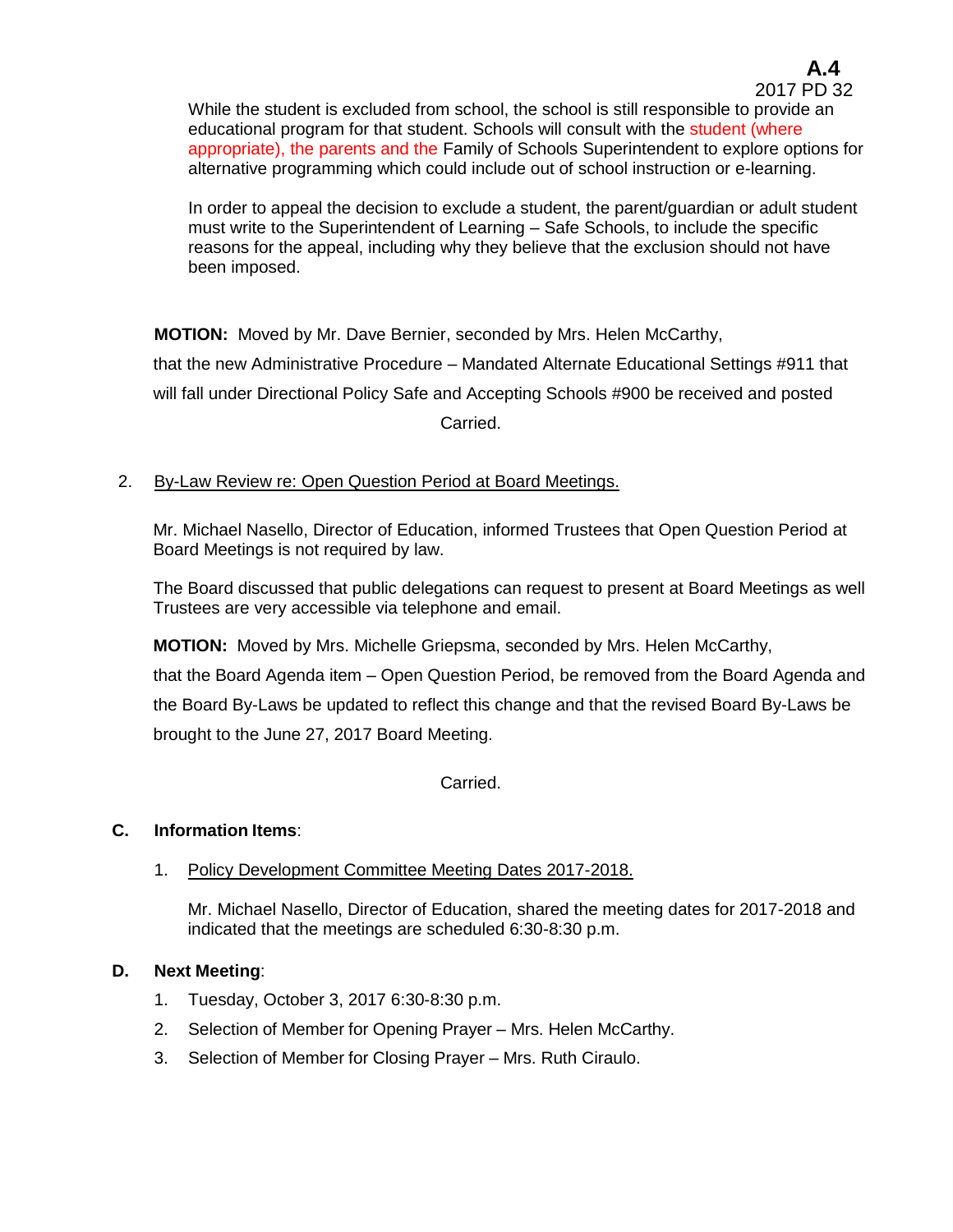While the student is excluded from school, the school is still responsible to provide an educational program for that student. Schools will consult with the student (where appropriate), the parents and the Family of Schools Superintendent to explore options for alternative programming which could include out of school instruction or e-learning.

In order to appeal the decision to exclude a student, the parent/guardian or adult student must write to the Superintendent of Learning – Safe Schools, to include the specific reasons for the appeal, including why they believe that the exclusion should not have been imposed.

**MOTION:** Moved by Mr. Dave Bernier, seconded by Mrs. Helen McCarthy,

that the new Administrative Procedure – Mandated Alternate Educational Settings #911 that will fall under Directional Policy Safe and Accepting Schools #900 be received and posted

Carried.

2. By-Law Review re: Open Question Period at Board Meetings.

Mr. Michael Nasello, Director of Education, informed Trustees that Open Question Period at Board Meetings is not required by law.

The Board discussed that public delegations can request to present at Board Meetings as well Trustees are very accessible via telephone and email.

**MOTION:** Moved by Mrs. Michelle Griepsma, seconded by Mrs. Helen McCarthy,

that the Board Agenda item – Open Question Period, be removed from the Board Agenda and the Board By-Laws be updated to reflect this change and that the revised Board By-Laws be brought to the June 27, 2017 Board Meeting.

Carried.

**C. Information Items**:

1. Policy Development Committee Meeting Dates 2017-2018.

   Mr. Michael Nasello, Director of Education, shared the meeting dates for 2017-2018 and indicated that the meetings are scheduled 6:30-8:30 p.m.

**D. Next Meeting**:

1. Tuesday, October 3, 2017 6:30-8:30 p.m.
2. Selection of Member for Opening Prayer – Mrs. Helen McCarthy.
3. Selection of Member for Closing Prayer – Mrs. Ruth Ciraulo.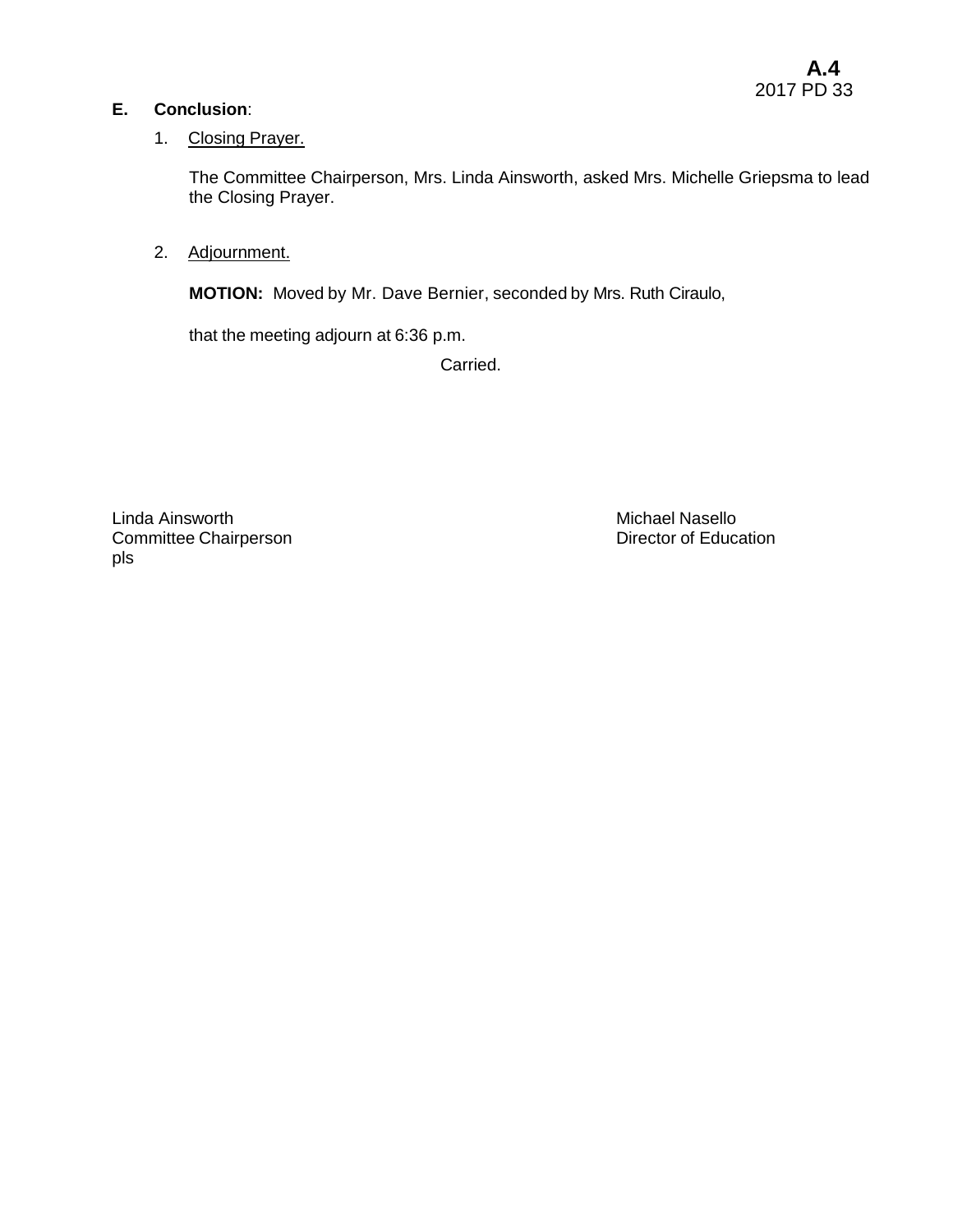**E. Conclusion**:

1. Closing Prayer.

   The Committee Chairperson, Mrs. Linda Ainsworth, asked Mrs. Michelle Griepsma to lead the Closing Prayer.

2. Adjournment.

   **MOTION:** Moved by Mr. Dave Bernier, seconded by Mrs. Ruth Ciraulo,

   that the meeting adjourn at 6:36 p.m.

   Carried.

Linda Ainsworth
Committee Chairperson
pls

Michael Nasello
Director of Education